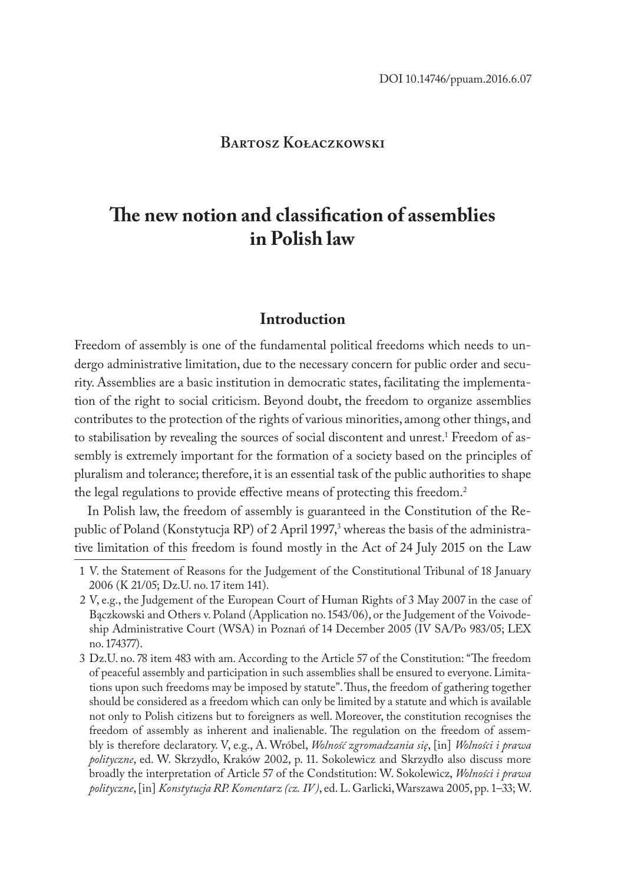DOI 10.14746/ppuam.2016.6.07

**Bartosz Kołaczkowski**

# The new notion and classification of assemblies in Polish law

## Introduction

Freedom of assembly is one of the fundamental political freedoms which needs to undergo administrative limitation, due to the necessary concern for public order and security. Assemblies are a basic institution in democratic states, facilitating the implementation of the right to social criticism. Beyond doubt, the freedom to organize assemblies contributes to the protection of the rights of various minorities, among other things, and to stabilisation by revealing the sources of social discontent and unrest.[1] Freedom of assembly is extremely important for the formation of a society based on the principles of pluralism and tolerance; therefore, it is an essential task of the public authorities to shape the legal regulations to provide effective means of protecting this freedom.[2]

In Polish law, the freedom of assembly is guaranteed in the Constitution of the Republic of Poland (Konstytucja RP) of 2 April 1997,[3] whereas the basis of the administrative limitation of this freedom is found mostly in the Act of 24 July 2015 on the Law

---

1 V. the Statement of Reasons for the Judgement of the Constitutional Tribunal of 18 January 2006 (K 21/05; Dz.U. no. 17 item 141).

2 V, e.g., the Judgement of the European Court of Human Rights of 3 May 2007 in the case of Bączkowski and Others v. Poland (Application no. 1543/06), or the Judgement of the Voivodeship Administrative Court (WSA) in Poznań of 14 December 2005 (IV SA/Po 983/05; LEX no. 174377).

3 Dz.U. no. 78 item 483 with am. According to the Article 57 of the Constitution: "The freedom of peaceful assembly and participation in such assemblies shall be ensured to everyone. Limitations upon such freedoms may be imposed by statute". Thus, the freedom of gathering together should be considered as a freedom which can only be limited by a statute and which is available not only to Polish citizens but to foreigners as well. Moreover, the constitution recognises the freedom of assembly as inherent and inalienable. The regulation on the freedom of assembly is therefore declaratory. V, e.g., A. Wróbel, *Wolność zgromadzania się*, [in] *Wolności i prawa polityczne*, ed. W. Skrzydło, Kraków 2002, p. 11. Sokolewicz and Skrzydło also discuss more broadly the interpretation of Article 57 of the Condstitution: W. Sokolewicz, *Wolności i prawa polityczne*, [in] *Konstytucja RP. Komentarz (cz. IV)*, ed. L. Garlicki, Warszawa 2005, pp. 1–33; W.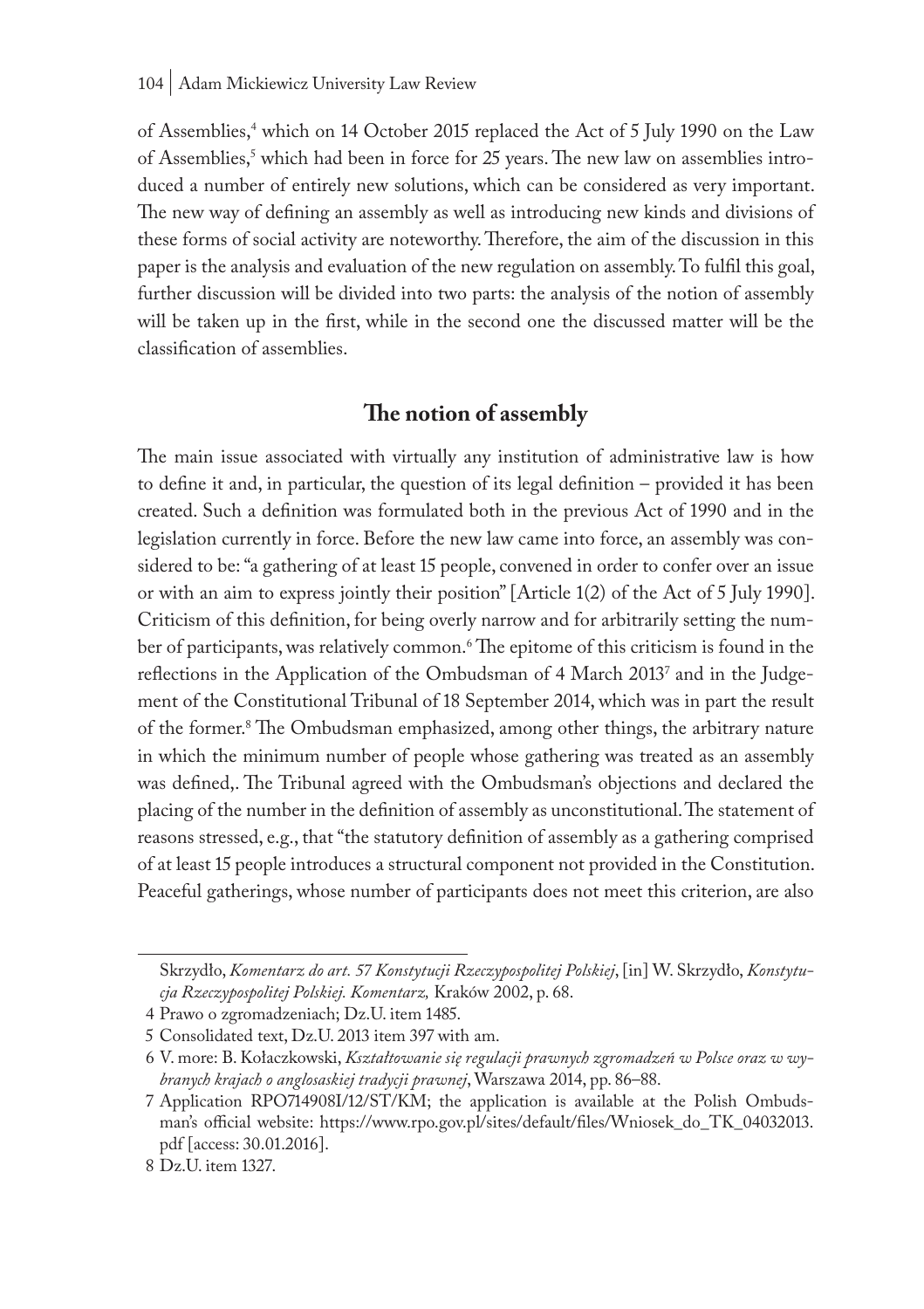of Assemblies,[4] which on 14 October 2015 replaced the Act of 5 July 1990 on the Law of Assemblies,[5] which had been in force for 25 years. The new law on assemblies introduced a number of entirely new solutions, which can be considered as very important. The new way of defining an assembly as well as introducing new kinds and divisions of these forms of social activity are noteworthy. Therefore, the aim of the discussion in this paper is the analysis and evaluation of the new regulation on assembly. To fulfil this goal, further discussion will be divided into two parts: the analysis of the notion of assembly will be taken up in the first, while in the second one the discussed matter will be the classification of assemblies.

## The notion of assembly

The main issue associated with virtually any institution of administrative law is how to define it and, in particular, the question of its legal definition – provided it has been created. Such a definition was formulated both in the previous Act of 1990 and in the legislation currently in force. Before the new law came into force, an assembly was considered to be: "a gathering of at least 15 people, convened in order to confer over an issue or with an aim to express jointly their position" [Article 1(2) of the Act of 5 July 1990]. Criticism of this definition, for being overly narrow and for arbitrarily setting the number of participants, was relatively common.[6] The epitome of this criticism is found in the reflections in the Application of the Ombudsman of 4 March 2013[7] and in the Judgement of the Constitutional Tribunal of 18 September 2014, which was in part the result of the former.[8] The Ombudsman emphasized, among other things, the arbitrary nature in which the minimum number of people whose gathering was treated as an assembly was defined,. The Tribunal agreed with the Ombudsman's objections and declared the placing of the number in the definition of assembly as unconstitutional. The statement of reasons stressed, e.g., that "the statutory definition of assembly as a gathering comprised of at least 15 people introduces a structural component not provided in the Constitution. Peaceful gatherings, whose number of participants does not meet this criterion, are also

---

Skrzydło, *Komentarz do art. 57 Konstytucji Rzeczypospolitej Polskiej*, [in] W. Skrzydło, *Konstytucja Rzeczypospolitej Polskiej. Komentarz,* Kraków 2002, p. 68.

4 Prawo o zgromadzeniach; Dz.U. item 1485.

5 Consolidated text, Dz.U. 2013 item 397 with am.

6 V. more: B. Kołaczkowski, *Kształtowanie się regulacji prawnych zgromadzeń w Polsce oraz w wybranych krajach o anglosaskiej tradycji prawnej*, Warszawa 2014, pp. 86–88.

7 Application RPO714908I/12/ST/KM; the application is available at the Polish Ombudsman's official website: https://www.rpo.gov.pl/sites/default/files/Wniosek_do_TK_04032013.pdf [access: 30.01.2016].

8 Dz.U. item 1327.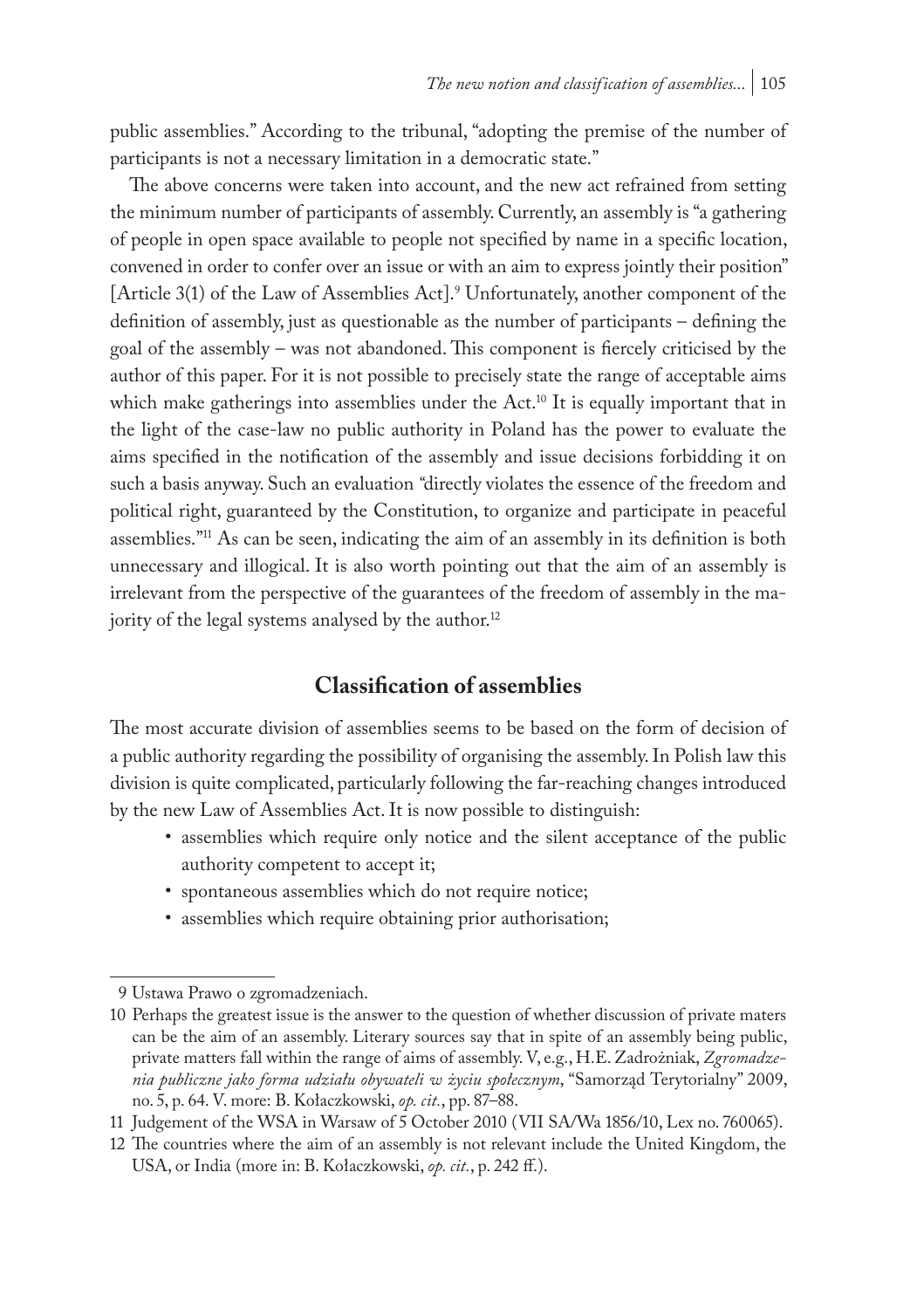public assemblies." According to the tribunal, "adopting the premise of the number of participants is not a necessary limitation in a democratic state."

The above concerns were taken into account, and the new act refrained from setting the minimum number of participants of assembly. Currently, an assembly is "a gathering of people in open space available to people not specified by name in a specific location, convened in order to confer over an issue or with an aim to express jointly their position" [Article 3(1) of the Law of Assemblies Act].[9] Unfortunately, another component of the definition of assembly, just as questionable as the number of participants – defining the goal of the assembly – was not abandoned. This component is fiercely criticised by the author of this paper. For it is not possible to precisely state the range of acceptable aims which make gatherings into assemblies under the Act.[10] It is equally important that in the light of the case-law no public authority in Poland has the power to evaluate the aims specified in the notification of the assembly and issue decisions forbidding it on such a basis anyway. Such an evaluation "directly violates the essence of the freedom and political right, guaranteed by the Constitution, to organize and participate in peaceful assemblies."[11] As can be seen, indicating the aim of an assembly in its definition is both unnecessary and illogical. It is also worth pointing out that the aim of an assembly is irrelevant from the perspective of the guarantees of the freedom of assembly in the majority of the legal systems analysed by the author.[12]

## Classification of assemblies

The most accurate division of assemblies seems to be based on the form of decision of a public authority regarding the possibility of organising the assembly. In Polish law this division is quite complicated, particularly following the far-reaching changes introduced by the new Law of Assemblies Act. It is now possible to distinguish:

- assemblies which require only notice and the silent acceptance of the public authority competent to accept it;
- spontaneous assemblies which do not require notice;
- assemblies which require obtaining prior authorisation;

9 Ustawa Prawo o zgromadzeniach.

10 Perhaps the greatest issue is the answer to the question of whether discussion of private maters can be the aim of an assembly. Literary sources say that in spite of an assembly being public, private matters fall within the range of aims of assembly. V, e.g., H.E. Zadrożniak, *Zgromadzenia publiczne jako forma udziału obywateli w życiu społecznym*, "Samorząd Terytorialny" 2009, no. 5, p. 64. V. more: B. Kołaczkowski, *op. cit.*, pp. 87–88.

11 Judgement of the WSA in Warsaw of 5 October 2010 (VII SA/Wa 1856/10, Lex no. 760065).

12 The countries where the aim of an assembly is not relevant include the United Kingdom, the USA, or India (more in: B. Kołaczkowski, *op. cit.*, p. 242 ff.).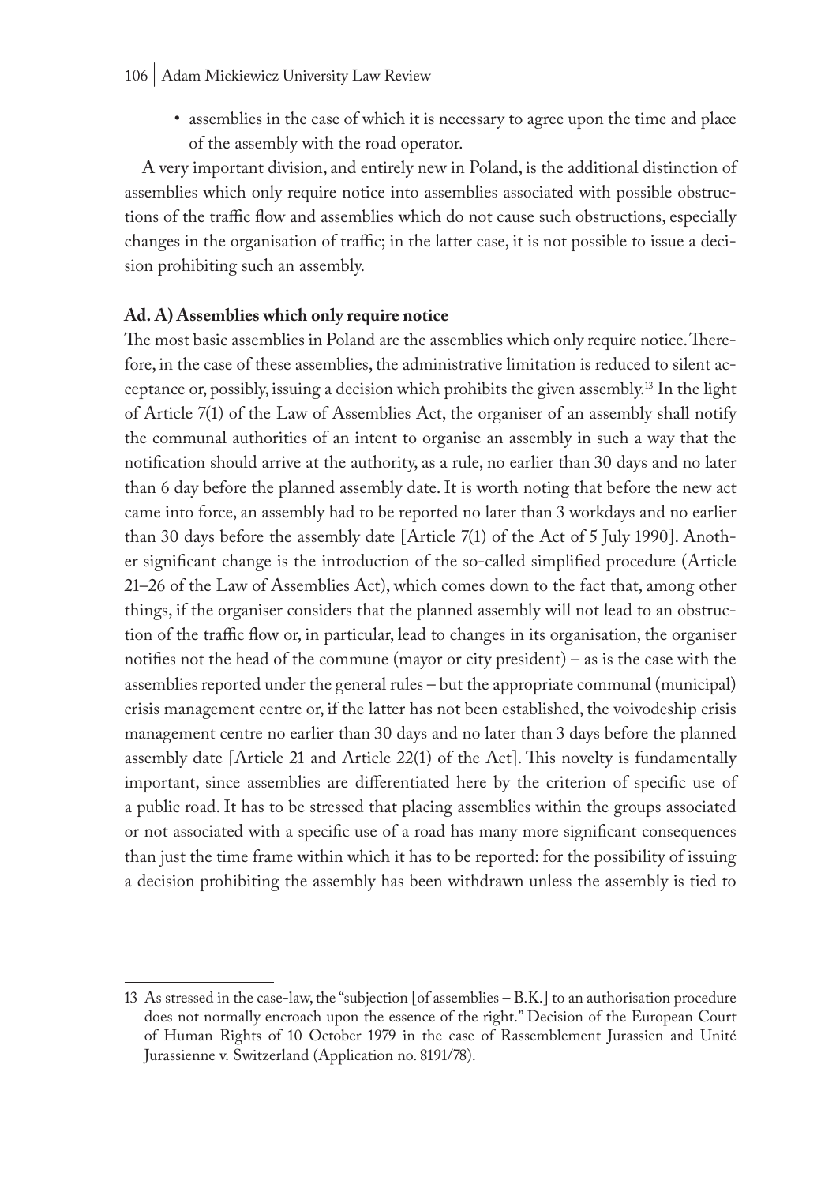- assemblies in the case of which it is necessary to agree upon the time and place of the assembly with the road operator.

A very important division, and entirely new in Poland, is the additional distinction of assemblies which only require notice into assemblies associated with possible obstructions of the traffic flow and assemblies which do not cause such obstructions, especially changes in the organisation of traffic; in the latter case, it is not possible to issue a decision prohibiting such an assembly.

**Ad. A) Assemblies which only require notice**

The most basic assemblies in Poland are the assemblies which only require notice. Therefore, in the case of these assemblies, the administrative limitation is reduced to silent acceptance or, possibly, issuing a decision which prohibits the given assembly.[13] In the light of Article 7(1) of the Law of Assemblies Act, the organiser of an assembly shall notify the communal authorities of an intent to organise an assembly in such a way that the notification should arrive at the authority, as a rule, no earlier than 30 days and no later than 6 day before the planned assembly date. It is worth noting that before the new act came into force, an assembly had to be reported no later than 3 workdays and no earlier than 30 days before the assembly date [Article 7(1) of the Act of 5 July 1990]. Another significant change is the introduction of the so-called simplified procedure (Article 21–26 of the Law of Assemblies Act), which comes down to the fact that, among other things, if the organiser considers that the planned assembly will not lead to an obstruction of the traffic flow or, in particular, lead to changes in its organisation, the organiser notifies not the head of the commune (mayor or city president) – as is the case with the assemblies reported under the general rules – but the appropriate communal (municipal) crisis management centre or, if the latter has not been established, the voivodeship crisis management centre no earlier than 30 days and no later than 3 days before the planned assembly date [Article 21 and Article 22(1) of the Act]. This novelty is fundamentally important, since assemblies are differentiated here by the criterion of specific use of a public road. It has to be stressed that placing assemblies within the groups associated or not associated with a specific use of a road has many more significant consequences than just the time frame within which it has to be reported: for the possibility of issuing a decision prohibiting the assembly has been withdrawn unless the assembly is tied to

---

13 As stressed in the case-law, the "subjection [of assemblies – B.K.] to an authorisation procedure does not normally encroach upon the essence of the right." Decision of the European Court of Human Rights of 10 October 1979 in the case of Rassemblement Jurassien and Unité Jurassienne v. Switzerland (Application no. 8191/78).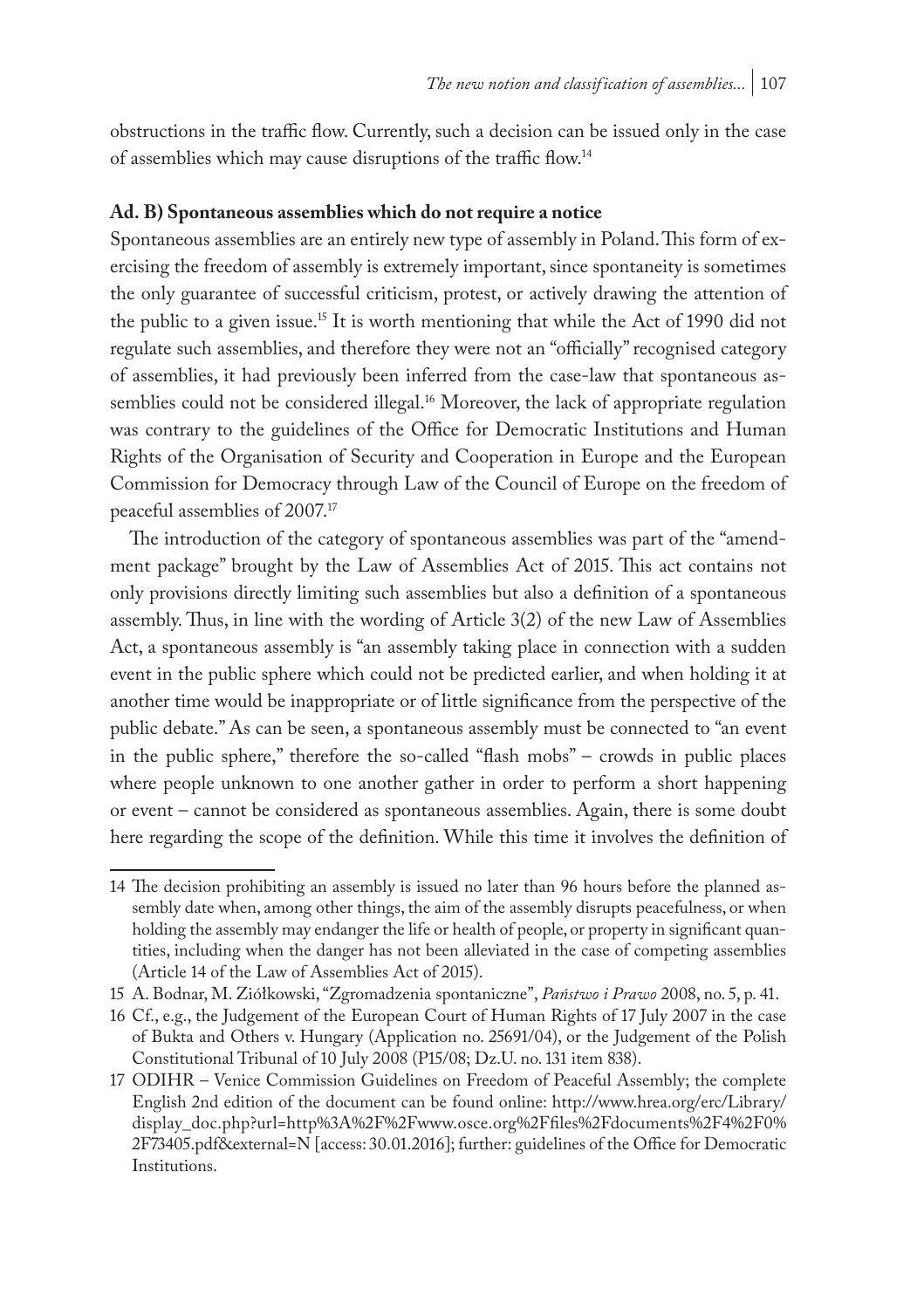obstructions in the traffic flow. Currently, such a decision can be issued only in the case of assemblies which may cause disruptions of the traffic flow.[14]

**Ad. B) Spontaneous assemblies which do not require a notice**

Spontaneous assemblies are an entirely new type of assembly in Poland. This form of exercising the freedom of assembly is extremely important, since spontaneity is sometimes the only guarantee of successful criticism, protest, or actively drawing the attention of the public to a given issue.[15] It is worth mentioning that while the Act of 1990 did not regulate such assemblies, and therefore they were not an "officially" recognised category of assemblies, it had previously been inferred from the case-law that spontaneous assemblies could not be considered illegal.[16] Moreover, the lack of appropriate regulation was contrary to the guidelines of the Office for Democratic Institutions and Human Rights of the Organisation of Security and Cooperation in Europe and the European Commission for Democracy through Law of the Council of Europe on the freedom of peaceful assemblies of 2007.[17]

The introduction of the category of spontaneous assemblies was part of the "amendment package" brought by the Law of Assemblies Act of 2015. This act contains not only provisions directly limiting such assemblies but also a definition of a spontaneous assembly. Thus, in line with the wording of Article 3(2) of the new Law of Assemblies Act, a spontaneous assembly is "an assembly taking place in connection with a sudden event in the public sphere which could not be predicted earlier, and when holding it at another time would be inappropriate or of little significance from the perspective of the public debate." As can be seen, a spontaneous assembly must be connected to "an event in the public sphere," therefore the so-called "flash mobs" – crowds in public places where people unknown to one another gather in order to perform a short happening or event – cannot be considered as spontaneous assemblies. Again, there is some doubt here regarding the scope of the definition. While this time it involves the definition of

---

14 The decision prohibiting an assembly is issued no later than 96 hours before the planned assembly date when, among other things, the aim of the assembly disrupts peacefulness, or when holding the assembly may endanger the life or health of people, or property in significant quantities, including when the danger has not been alleviated in the case of competing assemblies (Article 14 of the Law of Assemblies Act of 2015).

15 A. Bodnar, M. Ziółkowski, "Zgromadzenia spontaniczne", *Państwo i Prawo* 2008, no. 5, p. 41.

16 Cf., e.g., the Judgement of the European Court of Human Rights of 17 July 2007 in the case of Bukta and Others v. Hungary (Application no. 25691/04), or the Judgement of the Polish Constitutional Tribunal of 10 July 2008 (P15/08; Dz.U. no. 131 item 838).

17 ODIHR – Venice Commission Guidelines on Freedom of Peaceful Assembly; the complete English 2nd edition of the document can be found online: http://www.hrea.org/erc/Library/display_doc.php?url=http%3A%2F%2Fwww.osce.org%2Ffiles%2Fdocuments%2F4%2F0%2F73405.pdf&external=N [access: 30.01.2016]; further: guidelines of the Office for Democratic Institutions.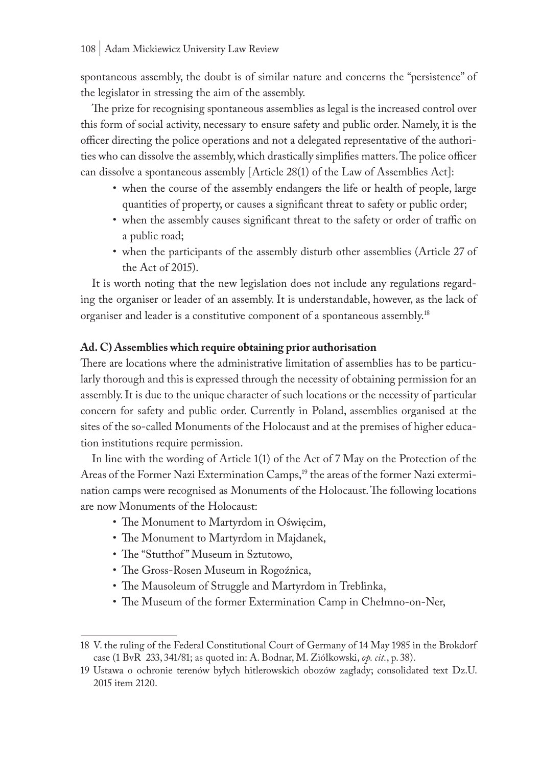spontaneous assembly, the doubt is of similar nature and concerns the "persistence" of the legislator in stressing the aim of the assembly.

The prize for recognising spontaneous assemblies as legal is the increased control over this form of social activity, necessary to ensure safety and public order. Namely, it is the officer directing the police operations and not a delegated representative of the authorities who can dissolve the assembly, which drastically simplifies matters. The police officer can dissolve a spontaneous assembly [Article 28(1) of the Law of Assemblies Act]:

- when the course of the assembly endangers the life or health of people, large quantities of property, or causes a significant threat to safety or public order;
- when the assembly causes significant threat to the safety or order of traffic on a public road;
- when the participants of the assembly disturb other assemblies (Article 27 of the Act of 2015).

It is worth noting that the new legislation does not include any regulations regarding the organiser or leader of an assembly. It is understandable, however, as the lack of organiser and leader is a constitutive component of a spontaneous assembly.[18]

**Ad. C) Assemblies which require obtaining prior authorisation**

There are locations where the administrative limitation of assemblies has to be particularly thorough and this is expressed through the necessity of obtaining permission for an assembly. It is due to the unique character of such locations or the necessity of particular concern for safety and public order. Currently in Poland, assemblies organised at the sites of the so-called Monuments of the Holocaust and at the premises of higher education institutions require permission.

In line with the wording of Article 1(1) of the Act of 7 May on the Protection of the Areas of the Former Nazi Extermination Camps,[19] the areas of the former Nazi extermination camps were recognised as Monuments of the Holocaust. The following locations are now Monuments of the Holocaust:

- The Monument to Martyrdom in Oświęcim,
- The Monument to Martyrdom in Majdanek,
- The "Stutthof" Museum in Sztutowo,
- The Gross-Rosen Museum in Rogoźnica,
- The Mausoleum of Struggle and Martyrdom in Treblinka,
- The Museum of the former Extermination Camp in Chełmno-on-Ner,

---

18 V. the ruling of the Federal Constitutional Court of Germany of 14 May 1985 in the Brokdorf case (1 BvR 233, 341/81; as quoted in: A. Bodnar, M. Ziółkowski, *op. cit.*, p. 38).

19 Ustawa o ochronie terenów byłych hitlerowskich obozów zagłady; consolidated text Dz.U. 2015 item 2120.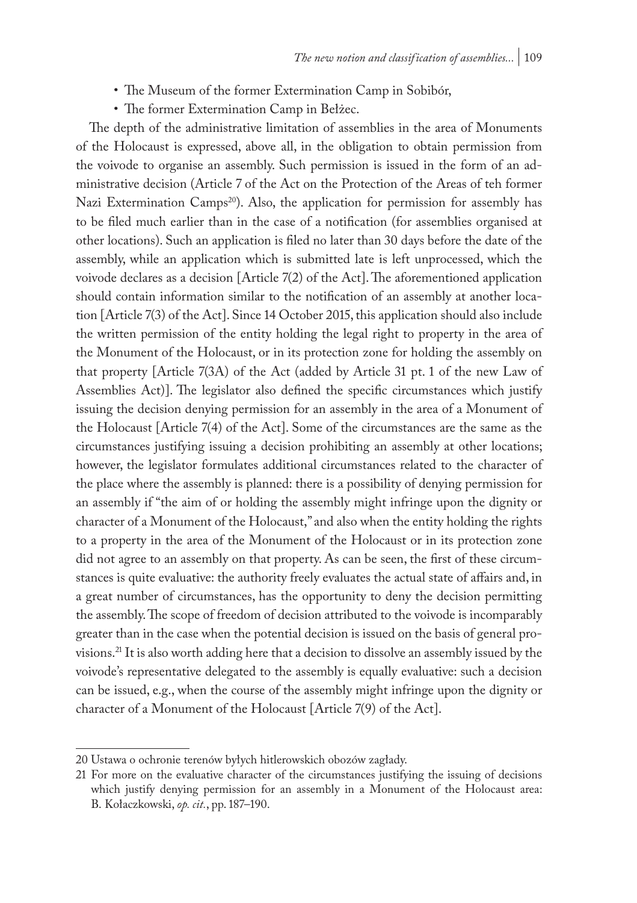- The Museum of the former Extermination Camp in Sobibór,
- The former Extermination Camp in Bełżec.

The depth of the administrative limitation of assemblies in the area of Monuments of the Holocaust is expressed, above all, in the obligation to obtain permission from the voivode to organise an assembly. Such permission is issued in the form of an administrative decision (Article 7 of the Act on the Protection of the Areas of teh former Nazi Extermination Camps[20]). Also, the application for permission for assembly has to be filed much earlier than in the case of a notification (for assemblies organised at other locations). Such an application is filed no later than 30 days before the date of the assembly, while an application which is submitted late is left unprocessed, which the voivode declares as a decision [Article 7(2) of the Act]. The aforementioned application should contain information similar to the notification of an assembly at another location [Article 7(3) of the Act]. Since 14 October 2015, this application should also include the written permission of the entity holding the legal right to property in the area of the Monument of the Holocaust, or in its protection zone for holding the assembly on that property [Article 7(3A) of the Act (added by Article 31 pt. 1 of the new Law of Assemblies Act)]. The legislator also defined the specific circumstances which justify issuing the decision denying permission for an assembly in the area of a Monument of the Holocaust [Article 7(4) of the Act]. Some of the circumstances are the same as the circumstances justifying issuing a decision prohibiting an assembly at other locations; however, the legislator formulates additional circumstances related to the character of the place where the assembly is planned: there is a possibility of denying permission for an assembly if "the aim of or holding the assembly might infringe upon the dignity or character of a Monument of the Holocaust," and also when the entity holding the rights to a property in the area of the Monument of the Holocaust or in its protection zone did not agree to an assembly on that property. As can be seen, the first of these circumstances is quite evaluative: the authority freely evaluates the actual state of affairs and, in a great number of circumstances, has the opportunity to deny the decision permitting the assembly. The scope of freedom of decision attributed to the voivode is incomparably greater than in the case when the potential decision is issued on the basis of general provisions.[21] It is also worth adding here that a decision to dissolve an assembly issued by the voivode's representative delegated to the assembly is equally evaluative: such a decision can be issued, e.g., when the course of the assembly might infringe upon the dignity or character of a Monument of the Holocaust [Article 7(9) of the Act].

---

20 Ustawa o ochronie terenów byłych hitlerowskich obozów zagłady.

21 For more on the evaluative character of the circumstances justifying the issuing of decisions which justify denying permission for an assembly in a Monument of the Holocaust area: B. Kołaczkowski, *op. cit.*, pp. 187–190.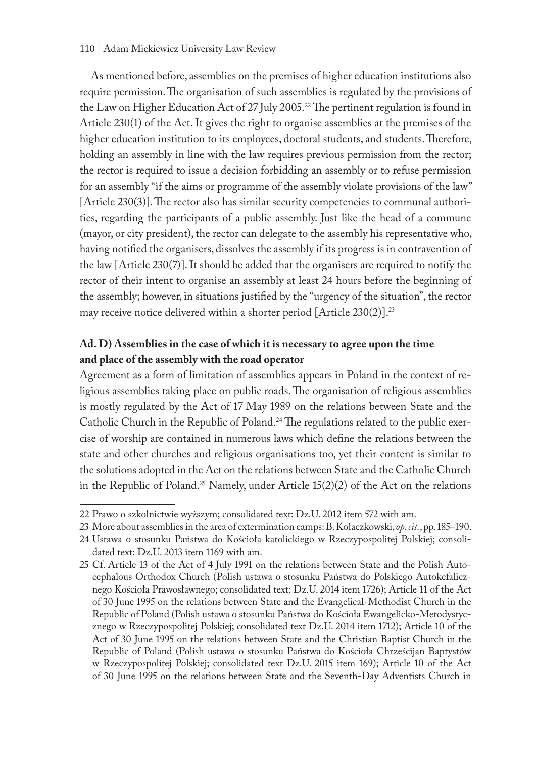As mentioned before, assemblies on the premises of higher education institutions also require permission. The organisation of such assemblies is regulated by the provisions of the Law on Higher Education Act of 27 July 2005.[22] The pertinent regulation is found in Article 230(1) of the Act. It gives the right to organise assemblies at the premises of the higher education institution to its employees, doctoral students, and students. Therefore, holding an assembly in line with the law requires previous permission from the rector; the rector is required to issue a decision forbidding an assembly or to refuse permission for an assembly "if the aims or programme of the assembly violate provisions of the law" [Article 230(3)]. The rector also has similar security competencies to communal authorities, regarding the participants of a public assembly. Just like the head of a commune (mayor, or city president), the rector can delegate to the assembly his representative who, having notified the organisers, dissolves the assembly if its progress is in contravention of the law [Article 230(7)]. It should be added that the organisers are required to notify the rector of their intent to organise an assembly at least 24 hours before the beginning of the assembly; however, in situations justified by the "urgency of the situation", the rector may receive notice delivered within a shorter period [Article 230(2)].[23]

### Ad. D) Assemblies in the case of which it is necessary to agree upon the time and place of the assembly with the road operator

Agreement as a form of limitation of assemblies appears in Poland in the context of religious assemblies taking place on public roads. The organisation of religious assemblies is mostly regulated by the Act of 17 May 1989 on the relations between State and the Catholic Church in the Republic of Poland.[24] The regulations related to the public exercise of worship are contained in numerous laws which define the relations between the state and other churches and religious organisations too, yet their content is similar to the solutions adopted in the Act on the relations between State and the Catholic Church in the Republic of Poland.[25] Namely, under Article 15(2)(2) of the Act on the relations

---

22 Prawo o szkolnictwie wyższym; consolidated text: Dz.U. 2012 item 572 with am.

23 More about assemblies in the area of extermination camps: B. Kołaczkowski, *op. cit.*, pp. 185–190.

24 Ustawa o stosunku Państwa do Kościoła katolickiego w Rzeczypospolitej Polskiej; consolidated text: Dz.U. 2013 item 1169 with am.

25 Cf. Article 13 of the Act of 4 July 1991 on the relations between State and the Polish Autocephalous Orthodox Church (Polish ustawa o stosunku Państwa do Polskiego Autokefalicznego Kościoła Prawosławnego; consolidated text: Dz.U. 2014 item 1726); Article 11 of the Act of 30 June 1995 on the relations between State and the Evangelical-Methodist Church in the Republic of Poland (Polish ustawa o stosunku Państwa do Kościoła Ewangelicko-Metodystycznego w Rzeczypospolitej Polskiej; consolidated text Dz.U. 2014 item 1712); Article 10 of the Act of 30 June 1995 on the relations between State and the Christian Baptist Church in the Republic of Poland (Polish ustawa o stosunku Państwa do Kościoła Chrześcijan Baptystów w Rzeczypospolitej Polskiej; consolidated text Dz.U. 2015 item 169); Article 10 of the Act of 30 June 1995 on the relations between State and the Seventh-Day Adventists Church in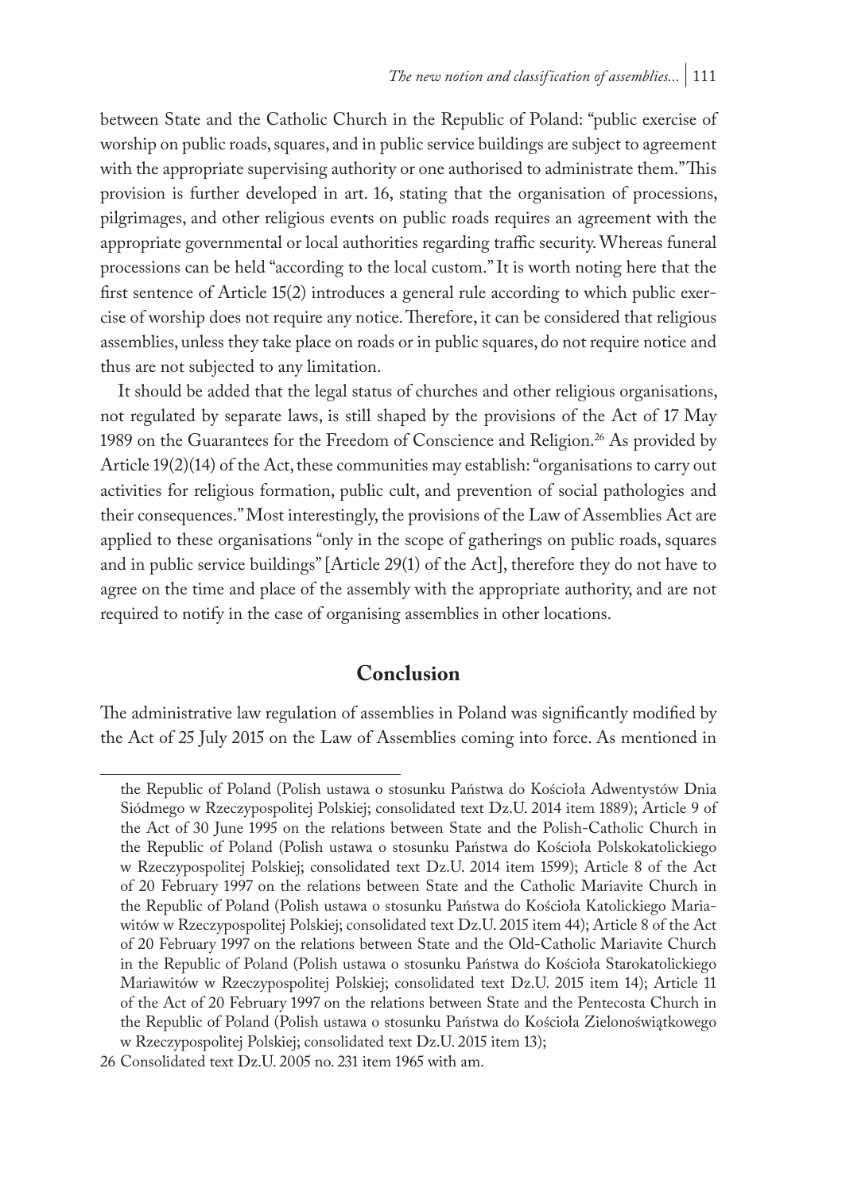between State and the Catholic Church in the Republic of Poland: "public exercise of worship on public roads, squares, and in public service buildings are subject to agreement with the appropriate supervising authority or one authorised to administrate them." This provision is further developed in art. 16, stating that the organisation of processions, pilgrimages, and other religious events on public roads requires an agreement with the appropriate governmental or local authorities regarding traffic security. Whereas funeral processions can be held "according to the local custom." It is worth noting here that the first sentence of Article 15(2) introduces a general rule according to which public exercise of worship does not require any notice. Therefore, it can be considered that religious assemblies, unless they take place on roads or in public squares, do not require notice and thus are not subjected to any limitation.

It should be added that the legal status of churches and other religious organisations, not regulated by separate laws, is still shaped by the provisions of the Act of 17 May 1989 on the Guarantees for the Freedom of Conscience and Religion.[26] As provided by Article 19(2)(14) of the Act, these communities may establish: "organisations to carry out activities for religious formation, public cult, and prevention of social pathologies and their consequences." Most interestingly, the provisions of the Law of Assemblies Act are applied to these organisations "only in the scope of gatherings on public roads, squares and in public service buildings" [Article 29(1) of the Act], therefore they do not have to agree on the time and place of the assembly with the appropriate authority, and are not required to notify in the case of organising assemblies in other locations.

## Conclusion

The administrative law regulation of assemblies in Poland was significantly modified by the Act of 25 July 2015 on the Law of Assemblies coming into force. As mentioned in

---

the Republic of Poland (Polish ustawa o stosunku Państwa do Kościoła Adwentystów Dnia Siódmego w Rzeczypospolitej Polskiej; consolidated text Dz.U. 2014 item 1889); Article 9 of the Act of 30 June 1995 on the relations between State and the Polish-Catholic Church in the Republic of Poland (Polish ustawa o stosunku Państwa do Kościoła Polskokatolickiego w Rzeczypospolitej Polskiej; consolidated text Dz.U. 2014 item 1599); Article 8 of the Act of 20 February 1997 on the relations between State and the Catholic Mariavite Church in the Republic of Poland (Polish ustawa o stosunku Państwa do Kościoła Katolickiego Mariawitów w Rzeczypospolitej Polskiej; consolidated text Dz.U. 2015 item 44); Article 8 of the Act of 20 February 1997 on the relations between State and the Old-Catholic Mariavite Church in the Republic of Poland (Polish ustawa o stosunku Państwa do Kościoła Starokatolickiego Mariawitów w Rzeczypospolitej Polskiej; consolidated text Dz.U. 2015 item 14); Article 11 of the Act of 20 February 1997 on the relations between State and the Pentecosta Church in the Republic of Poland (Polish ustawa o stosunku Państwa do Kościoła Zielonoświątkowego w Rzeczypospolitej Polskiej; consolidated text Dz.U. 2015 item 13);

26 Consolidated text Dz.U. 2005 no. 231 item 1965 with am.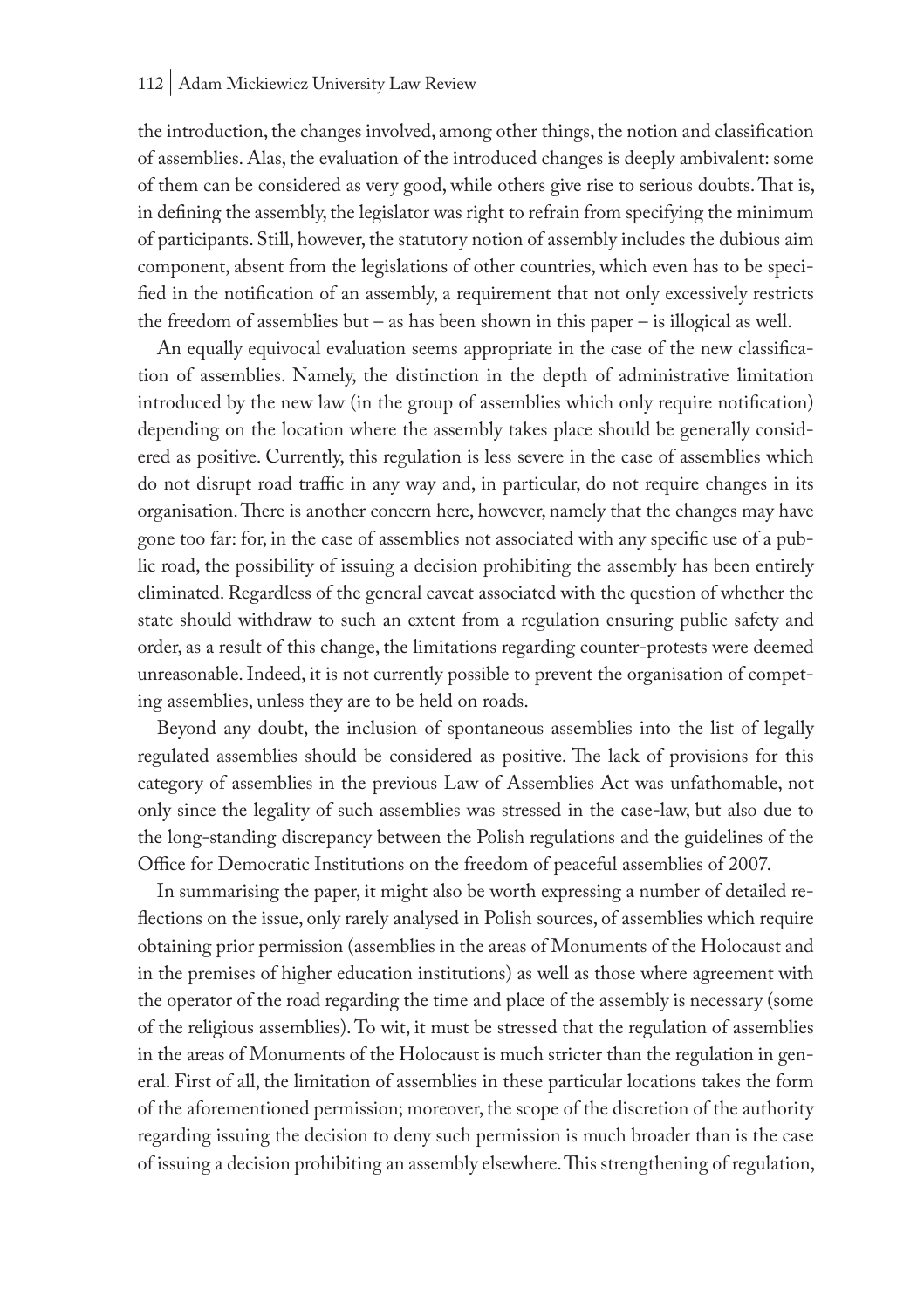the introduction, the changes involved, among other things, the notion and classification of assemblies. Alas, the evaluation of the introduced changes is deeply ambivalent: some of them can be considered as very good, while others give rise to serious doubts. That is, in defining the assembly, the legislator was right to refrain from specifying the minimum of participants. Still, however, the statutory notion of assembly includes the dubious aim component, absent from the legislations of other countries, which even has to be specified in the notification of an assembly, a requirement that not only excessively restricts the freedom of assemblies but – as has been shown in this paper – is illogical as well.

An equally equivocal evaluation seems appropriate in the case of the new classification of assemblies. Namely, the distinction in the depth of administrative limitation introduced by the new law (in the group of assemblies which only require notification) depending on the location where the assembly takes place should be generally considered as positive. Currently, this regulation is less severe in the case of assemblies which do not disrupt road traffic in any way and, in particular, do not require changes in its organisation. There is another concern here, however, namely that the changes may have gone too far: for, in the case of assemblies not associated with any specific use of a public road, the possibility of issuing a decision prohibiting the assembly has been entirely eliminated. Regardless of the general caveat associated with the question of whether the state should withdraw to such an extent from a regulation ensuring public safety and order, as a result of this change, the limitations regarding counter-protests were deemed unreasonable. Indeed, it is not currently possible to prevent the organisation of competing assemblies, unless they are to be held on roads.

Beyond any doubt, the inclusion of spontaneous assemblies into the list of legally regulated assemblies should be considered as positive. The lack of provisions for this category of assemblies in the previous Law of Assemblies Act was unfathomable, not only since the legality of such assemblies was stressed in the case-law, but also due to the long-standing discrepancy between the Polish regulations and the guidelines of the Office for Democratic Institutions on the freedom of peaceful assemblies of 2007.

In summarising the paper, it might also be worth expressing a number of detailed reflections on the issue, only rarely analysed in Polish sources, of assemblies which require obtaining prior permission (assemblies in the areas of Monuments of the Holocaust and in the premises of higher education institutions) as well as those where agreement with the operator of the road regarding the time and place of the assembly is necessary (some of the religious assemblies). To wit, it must be stressed that the regulation of assemblies in the areas of Monuments of the Holocaust is much stricter than the regulation in general. First of all, the limitation of assemblies in these particular locations takes the form of the aforementioned permission; moreover, the scope of the discretion of the authority regarding issuing the decision to deny such permission is much broader than is the case of issuing a decision prohibiting an assembly elsewhere. This strengthening of regulation,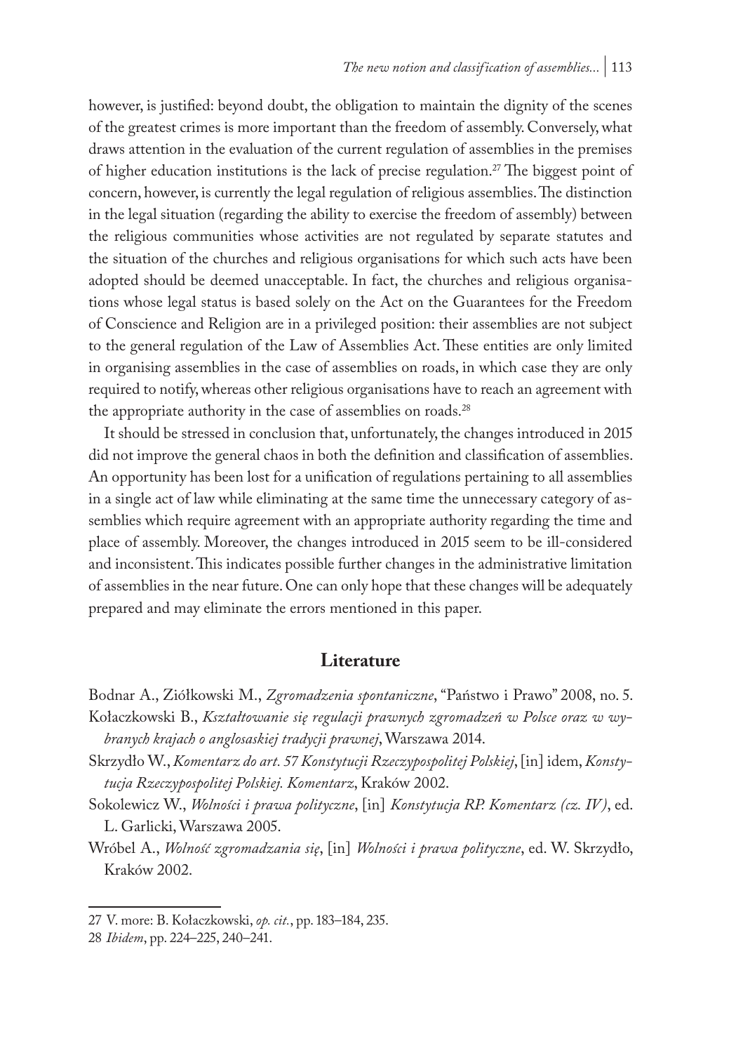however, is justified: beyond doubt, the obligation to maintain the dignity of the scenes of the greatest crimes is more important than the freedom of assembly. Conversely, what draws attention in the evaluation of the current regulation of assemblies in the premises of higher education institutions is the lack of precise regulation.[27] The biggest point of concern, however, is currently the legal regulation of religious assemblies. The distinction in the legal situation (regarding the ability to exercise the freedom of assembly) between the religious communities whose activities are not regulated by separate statutes and the situation of the churches and religious organisations for which such acts have been adopted should be deemed unacceptable. In fact, the churches and religious organisations whose legal status is based solely on the Act on the Guarantees for the Freedom of Conscience and Religion are in a privileged position: their assemblies are not subject to the general regulation of the Law of Assemblies Act. These entities are only limited in organising assemblies in the case of assemblies on roads, in which case they are only required to notify, whereas other religious organisations have to reach an agreement with the appropriate authority in the case of assemblies on roads.[28]

It should be stressed in conclusion that, unfortunately, the changes introduced in 2015 did not improve the general chaos in both the definition and classification of assemblies. An opportunity has been lost for a unification of regulations pertaining to all assemblies in a single act of law while eliminating at the same time the unnecessary category of assemblies which require agreement with an appropriate authority regarding the time and place of assembly. Moreover, the changes introduced in 2015 seem to be ill-considered and inconsistent. This indicates possible further changes in the administrative limitation of assemblies in the near future. One can only hope that these changes will be adequately prepared and may eliminate the errors mentioned in this paper.

## Literature

Bodnar A., Ziółkowski M., *Zgromadzenia spontaniczne*, "Państwo i Prawo" 2008, no. 5.

Kołaczkowski B., *Kształtowanie się regulacji prawnych zgromadzeń w Polsce oraz w wybranych krajach o anglosaskiej tradycji prawnej*, Warszawa 2014.

Skrzydło W., *Komentarz do art. 57 Konstytucji Rzeczypospolitej Polskiej*, [in] idem, *Konstytucja Rzeczypospolitej Polskiej. Komentarz*, Kraków 2002.

Sokolewicz W., *Wolności i prawa polityczne*, [in] *Konstytucja RP. Komentarz (cz. IV)*, ed. L. Garlicki, Warszawa 2005.

Wróbel A., *Wolność zgromadzania się*, [in] *Wolności i prawa polityczne*, ed. W. Skrzydło, Kraków 2002.

---

27 V. more: B. Kołaczkowski, *op. cit.*, pp. 183–184, 235.

28 *Ibidem*, pp. 224–225, 240–241.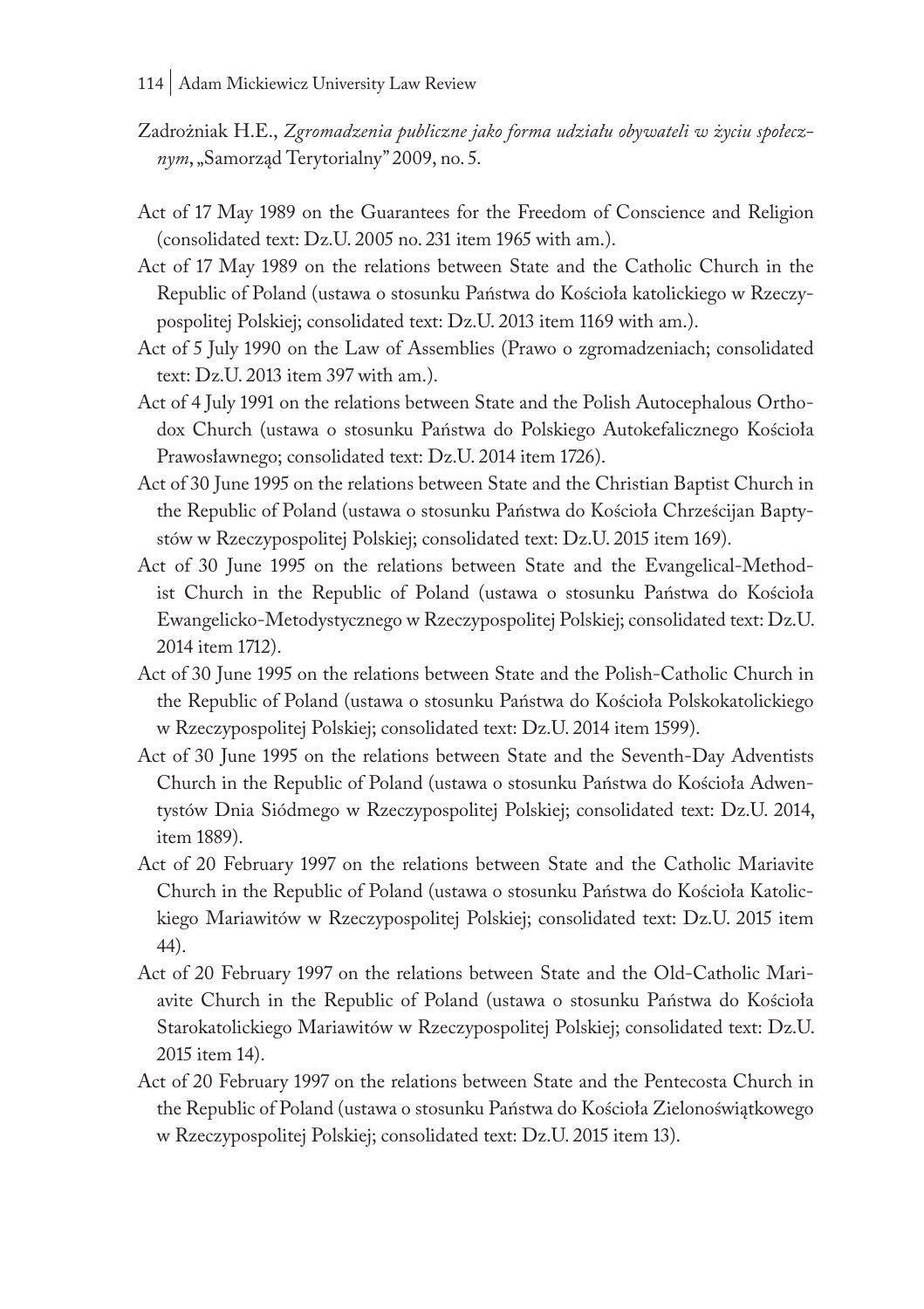Zadrożniak H.E., *Zgromadzenia publiczne jako forma udziału obywateli w życiu społecznym*, „Samorząd Terytorialny" 2009, no. 5.

Act of 17 May 1989 on the Guarantees for the Freedom of Conscience and Religion (consolidated text: Dz.U. 2005 no. 231 item 1965 with am.).

Act of 17 May 1989 on the relations between State and the Catholic Church in the Republic of Poland (ustawa o stosunku Państwa do Kościoła katolickiego w Rzeczypospolitej Polskiej; consolidated text: Dz.U. 2013 item 1169 with am.).

Act of 5 July 1990 on the Law of Assemblies (Prawo o zgromadzeniach; consolidated text: Dz.U. 2013 item 397 with am.).

Act of 4 July 1991 on the relations between State and the Polish Autocephalous Orthodox Church (ustawa o stosunku Państwa do Polskiego Autokefalicznego Kościoła Prawosławnego; consolidated text: Dz.U. 2014 item 1726).

Act of 30 June 1995 on the relations between State and the Christian Baptist Church in the Republic of Poland (ustawa o stosunku Państwa do Kościoła Chrześcijan Baptystów w Rzeczypospolitej Polskiej; consolidated text: Dz.U. 2015 item 169).

Act of 30 June 1995 on the relations between State and the Evangelical-Methodist Church in the Republic of Poland (ustawa o stosunku Państwa do Kościoła Ewangelicko-Metodystycznego w Rzeczypospolitej Polskiej; consolidated text: Dz.U. 2014 item 1712).

Act of 30 June 1995 on the relations between State and the Polish-Catholic Church in the Republic of Poland (ustawa o stosunku Państwa do Kościoła Polskokatolickiego w Rzeczypospolitej Polskiej; consolidated text: Dz.U. 2014 item 1599).

Act of 30 June 1995 on the relations between State and the Seventh-Day Adventists Church in the Republic of Poland (ustawa o stosunku Państwa do Kościoła Adwentystów Dnia Siódmego w Rzeczypospolitej Polskiej; consolidated text: Dz.U. 2014, item 1889).

Act of 20 February 1997 on the relations between State and the Catholic Mariavite Church in the Republic of Poland (ustawa o stosunku Państwa do Kościoła Katolickiego Mariawitów w Rzeczypospolitej Polskiej; consolidated text: Dz.U. 2015 item 44).

Act of 20 February 1997 on the relations between State and the Old-Catholic Mariavite Church in the Republic of Poland (ustawa o stosunku Państwa do Kościoła Starokatolickiego Mariawitów w Rzeczypospolitej Polskiej; consolidated text: Dz.U. 2015 item 14).

Act of 20 February 1997 on the relations between State and the Pentecosta Church in the Republic of Poland (ustawa o stosunku Państwa do Kościoła Zielonoświątkowego w Rzeczypospolitej Polskiej; consolidated text: Dz.U. 2015 item 13).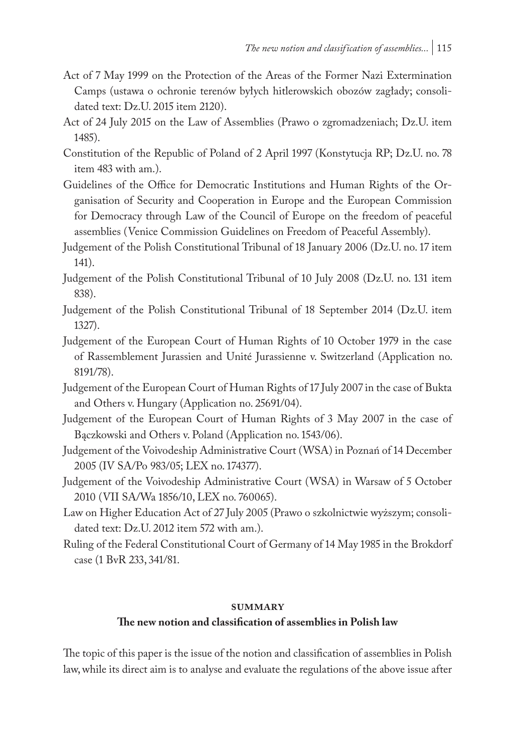Act of 7 May 1999 on the Protection of the Areas of the Former Nazi Extermination Camps (ustawa o ochronie terenów byłych hitlerowskich obozów zagłady; consolidated text: Dz.U. 2015 item 2120).

Act of 24 July 2015 on the Law of Assemblies (Prawo o zgromadzeniach; Dz.U. item 1485).

Constitution of the Republic of Poland of 2 April 1997 (Konstytucja RP; Dz.U. no. 78 item 483 with am.).

Guidelines of the Office for Democratic Institutions and Human Rights of the Organisation of Security and Cooperation in Europe and the European Commission for Democracy through Law of the Council of Europe on the freedom of peaceful assemblies (Venice Commission Guidelines on Freedom of Peaceful Assembly).

Judgement of the Polish Constitutional Tribunal of 18 January 2006 (Dz.U. no. 17 item 141).

Judgement of the Polish Constitutional Tribunal of 10 July 2008 (Dz.U. no. 131 item 838).

Judgement of the Polish Constitutional Tribunal of 18 September 2014 (Dz.U. item 1327).

Judgement of the European Court of Human Rights of 10 October 1979 in the case of Rassemblement Jurassien and Unité Jurassienne v. Switzerland (Application no. 8191/78).

Judgement of the European Court of Human Rights of 17 July 2007 in the case of Bukta and Others v. Hungary (Application no. 25691/04).

Judgement of the European Court of Human Rights of 3 May 2007 in the case of Bączkowski and Others v. Poland (Application no. 1543/06).

Judgement of the Voivodeship Administrative Court (WSA) in Poznań of 14 December 2005 (IV SA/Po 983/05; LEX no. 174377).

Judgement of the Voivodeship Administrative Court (WSA) in Warsaw of 5 October 2010 (VII SA/Wa 1856/10, LEX no. 760065).

Law on Higher Education Act of 27 July 2005 (Prawo o szkolnictwie wyższym; consolidated text: Dz.U. 2012 item 572 with am.).

Ruling of the Federal Constitutional Court of Germany of 14 May 1985 in the Brokdorf case (1 BvR 233, 341/81.

## SUMMARY

### The new notion and classification of assemblies in Polish law

The topic of this paper is the issue of the notion and classification of assemblies in Polish law, while its direct aim is to analyse and evaluate the regulations of the above issue after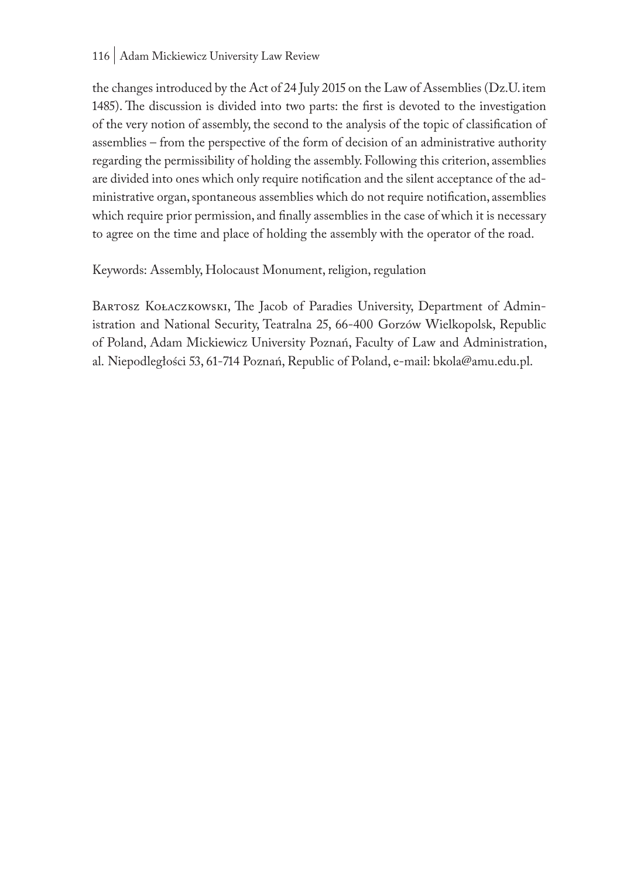the changes introduced by the Act of 24 July 2015 on the Law of Assemblies (Dz.U. item 1485). The discussion is divided into two parts: the first is devoted to the investigation of the very notion of assembly, the second to the analysis of the topic of classification of assemblies – from the perspective of the form of decision of an administrative authority regarding the permissibility of holding the assembly. Following this criterion, assemblies are divided into ones which only require notification and the silent acceptance of the administrative organ, spontaneous assemblies which do not require notification, assemblies which require prior permission, and finally assemblies in the case of which it is necessary to agree on the time and place of holding the assembly with the operator of the road.

Keywords: Assembly, Holocaust Monument, religion, regulation

Bartosz Kołaczkowski, The Jacob of Paradies University, Department of Administration and National Security, Teatralna 25, 66-400 Gorzów Wielkopolsk, Republic of Poland, Adam Mickiewicz University Poznań, Faculty of Law and Administration, al. Niepodległości 53, 61-714 Poznań, Republic of Poland, e-mail: bkola@amu.edu.pl.